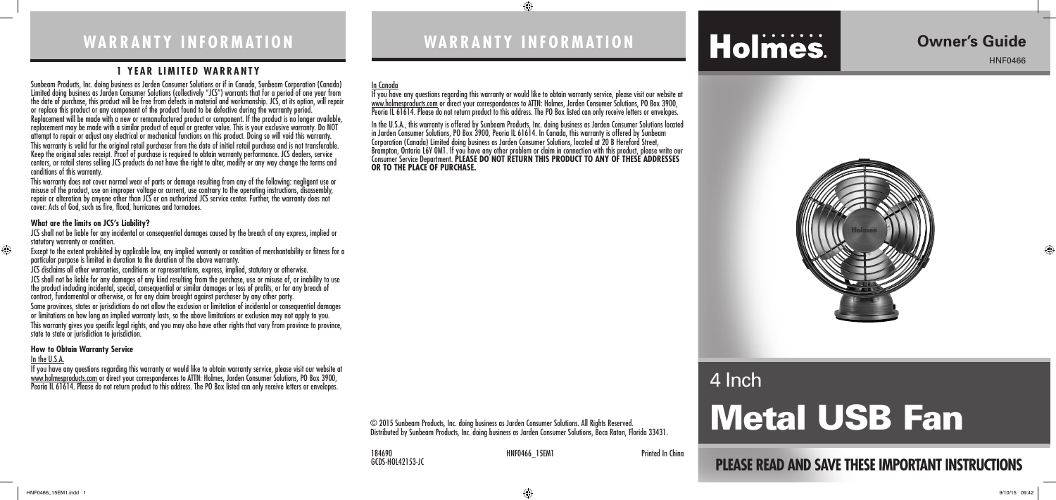# WARRANTY INFORMATION

## 1 YEAR LIMITED WARRANTY

Sunbeam Products, Inc. doing business as Jarden Consumer Solutions or if in Canada, Sunbeam Corporation (Canada) Limited doing business as Jarden Consumer Solutions (collectively "JCS") warrants that for a period of one year from the date of purchase, this product will be free from defects in material and workmanship. JCS, at its option, will repair or replace this product or any component of the product found to be defective during the warranty period. Replacement will be made with a new or remanufactured product or component. If the product is no longer available, replacement may be made with a similar product of equal or greater value. This is your exclusive warranty. Do NOT attempt to repair or adjust any electrical or mechanical functions on this product. Doing so will void this warranty.

This warranty is valid for the original retail purchaser from the date of initial retail purchase and is not transferable. Keep the original sales receipt. Proof of purchase is required to obtain warranty performance. JCS dealers, service centers, or retail stores selling JCS products do not have the right to alter, modify or any way change the terms and conditions of this warranty.

This warranty does not cover normal wear of parts or damage resulting from any of the following: negligent use or misuse of the product, use on improper voltage or current, use contrary to the operating instructions, disassembly, repair or alteration by anyone other than JCS or an authorized JCS service center. Further, the warranty does not cover: Acts of God, such as fire, flood, hurricanes and tornadoes.

### What are the limits on JCS's Liability?

JCS shall not be liable for any incidental or consequential damages caused by the breach of any express, implied or statutory warranty or condition.

Except to the extent prohibited by applicable law, any implied warranty or condition of merchantability or fitness for a particular purpose is limited in duration to the duration of the above warranty.

JCS disclaims all other warranties, conditions or representations, express, implied, statutory or otherwise.

JCS shall not be liable for any damages of any kind resulting from the purchase, use or misuse of, or inability to use the product including incidental, special, consequential or similar damages or loss of profits, or for any breach of contract, fundamental or otherwise, or for any claim brought against purchaser by any other party.

Some provinces, states or jurisdictions do not allow the exclusion or limitation of incidental or consequential damages or limitations on how long an implied warranty lasts, so the above limitations or exclusion may not apply to you.

This warranty gives you specific legal rights, and you may also have other rights that vary from province to province, state to state or jurisdiction to jurisdiction.

### How to Obtain Warranty Service

In the U.S.A.

If you have any questions regarding this warranty or would like to obtain warranty service, please visit our website at www.holmesproducts.com or direct your correspondences to ATTN: Holmes, Jarden Consumer Solutions, PO Box 3900, Peoria IL 61614. Please do not return product to this address. The PO Box listed can only receive letters or envelopes.

# WARRANTY INFORMATION

In Canada

If you have any questions regarding this warranty or would like to obtain warranty service, please visit our website at www.holmesproducts.com or direct your correspondences to ATTN: Holmes, Jarden Consumer Solutions, PO Box 3900, Peoria IL 61614. Please do not return product to this address. The PO Box listed can only receive letters or envelopes.

In the U.S.A., this warranty is offered by Sunbeam Products, Inc. doing business as Jarden Consumer Solutions located in Jarden Consumer Solutions, PO Box 3900, Peoria IL 61614. In Canada, this warranty is offered by Sunbeam Corporation (Canada) Limited doing business as Jarden Consumer Solutions, located at 20 B Hereford Street, Brampton, Ontario L6Y 0M1. If you have any other problem or claim in connection with this product, please write our Consumer Service Department. **PLEASE DO NOT RETURN THIS PRODUCT TO ANY OF THESE ADDRESSES OR TO THE PLACE OF PURCHASE.**

© 2015 Sunbeam Products, Inc. doing business as Jarden Consumer Solutions. All Rights Reserved.
Distributed by Sunbeam Products, Inc. doing business as Jarden Consumer Solutions, Boca Raton, Florida 33431.

184690 HNF0466_15EM1 Printed In China
GCDS-HOL42153-JC

# Holmes.

**Owner's Guide**

HNF0466

4 Inch

# Metal USB Fan

**PLEASE READ AND SAVE THESE IMPORTANT INSTRUCTIONS**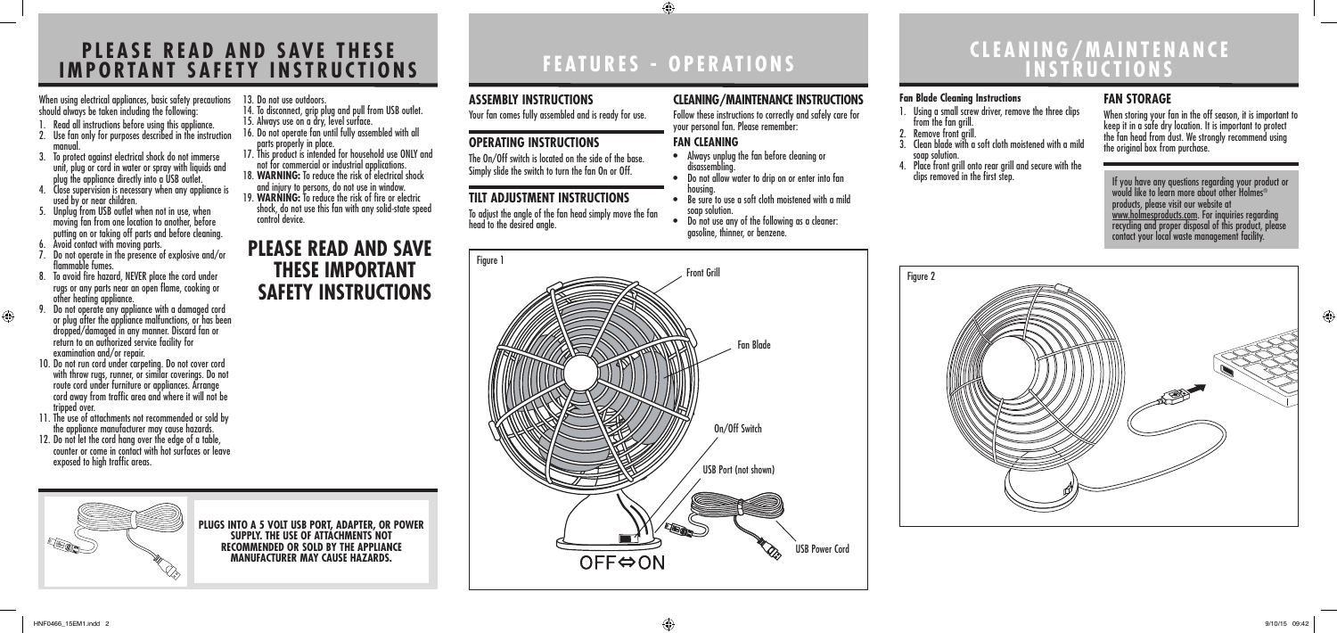# PLEASE READ AND SAVE THESE IMPORTANT SAFETY INSTRUCTIONS

When using electrical appliances, basic safety precautions should always be taken including the following:

1. Read all instructions before using this appliance.
2. Use fan only for purposes described in the instruction manual.
3. To protect against electrical shock do not immerse unit, plug or cord in water or spray with liquids and plug the appliance directly into a USB outlet.
4. Close supervision is necessary when any appliance is used by or near children.
5. Unplug from USB outlet when not in use, when moving fan from one location to another, before putting on or taking off parts and before cleaning.
6. Avoid contact with moving parts.
7. Do not operate in the presence of explosive and/or flammable fumes.
8. To avoid fire hazard, NEVER place the cord under rugs or any parts near an open flame, cooking or other heating appliance.
9. Do not operate any appliance with a damaged cord or plug after the appliance malfunctions, or has been dropped/damaged in any manner. Discard fan or return to an authorized service facility for examination and/or repair.
10. Do not run cord under carpeting. Do not cover cord with throw rugs, runner, or similar coverings. Do not route cord under furniture or appliances. Arrange cord away from traffic area and where it will not be tripped over.
11. The use of attachments not recommended or sold by the appliance manufacturer may cause hazards.
12. Do not let the cord hang over the edge of a table, counter or come in contact with hot surfaces or leave exposed to high traffic areas.
13. Do not use outdoors.
14. To disconnect, grip plug and pull from USB outlet.
15. Always use on a dry, level surface.
16. Do not operate fan until fully assembled with all parts properly in place.
17. This product is intended for household use ONLY and not for commercial or industrial applications.
18. **WARNING:** To reduce the risk of electrical shock and injury to persons, do not use in window.
19. **WARNING:** To reduce the risk of fire or electric shock, do not use this fan with any solid-state speed control device.

## PLEASE READ AND SAVE THESE IMPORTANT SAFETY INSTRUCTIONS

**PLUGS INTO A 5 VOLT USB PORT, ADAPTER, OR POWER SUPPLY. THE USE OF ATTACHMENTS NOT RECOMMENDED OR SOLD BY THE APPLIANCE MANUFACTURER MAY CAUSE HAZARDS.**

# FEATURES - OPERATIONS

## ASSEMBLY INSTRUCTIONS

Your fan comes fully assembled and is ready for use.

## OPERATING INSTRUCTIONS

The On/Off switch is located on the side of the base. Simply slide the switch to turn the fan On or Off.

## TILT ADJUSTMENT INSTRUCTIONS

To adjust the angle of the fan head simply move the fan head to the desired angle.

## CLEANING/MAINTENANCE INSTRUCTIONS

Follow these instructions to correctly and safely care for your personal fan. Please remember:

### FAN CLEANING

- Always unplug the fan before cleaning or disassembling.
- Do not allow water to drip on or enter into fan housing.
- Be sure to use a soft cloth moistened with a mild soap solution.
- Do not use any of the following as a cleaner: gasoline, thinner, or benzene.

Figure 1

Front Grill

Fan Blade

On/Off Switch

USB Port (not shown)

USB Power Cord

OFF⇔ON

# CLEANING/MAINTENANCE INSTRUCTIONS

### Fan Blade Cleaning Instructions

1. Using a small screw driver, remove the three clips from the fan grill.
2. Remove front grill.
3. Clean blade with a soft cloth moistened with a mild soap solution.
4. Place front grill onto rear grill and secure with the clips removed in the first step.

## FAN STORAGE

When storing your fan in the off season, it is important to keep it in a safe dry location. It is important to protect the fan head from dust. We strongly recommend using the original box from purchase.

If you have any questions regarding your product or would like to learn more about other Holmes® products, please visit our website at www.holmesproducts.com. For inquiries regarding recycling and proper disposal of this product, please contact your local waste management facility.

Figure 2